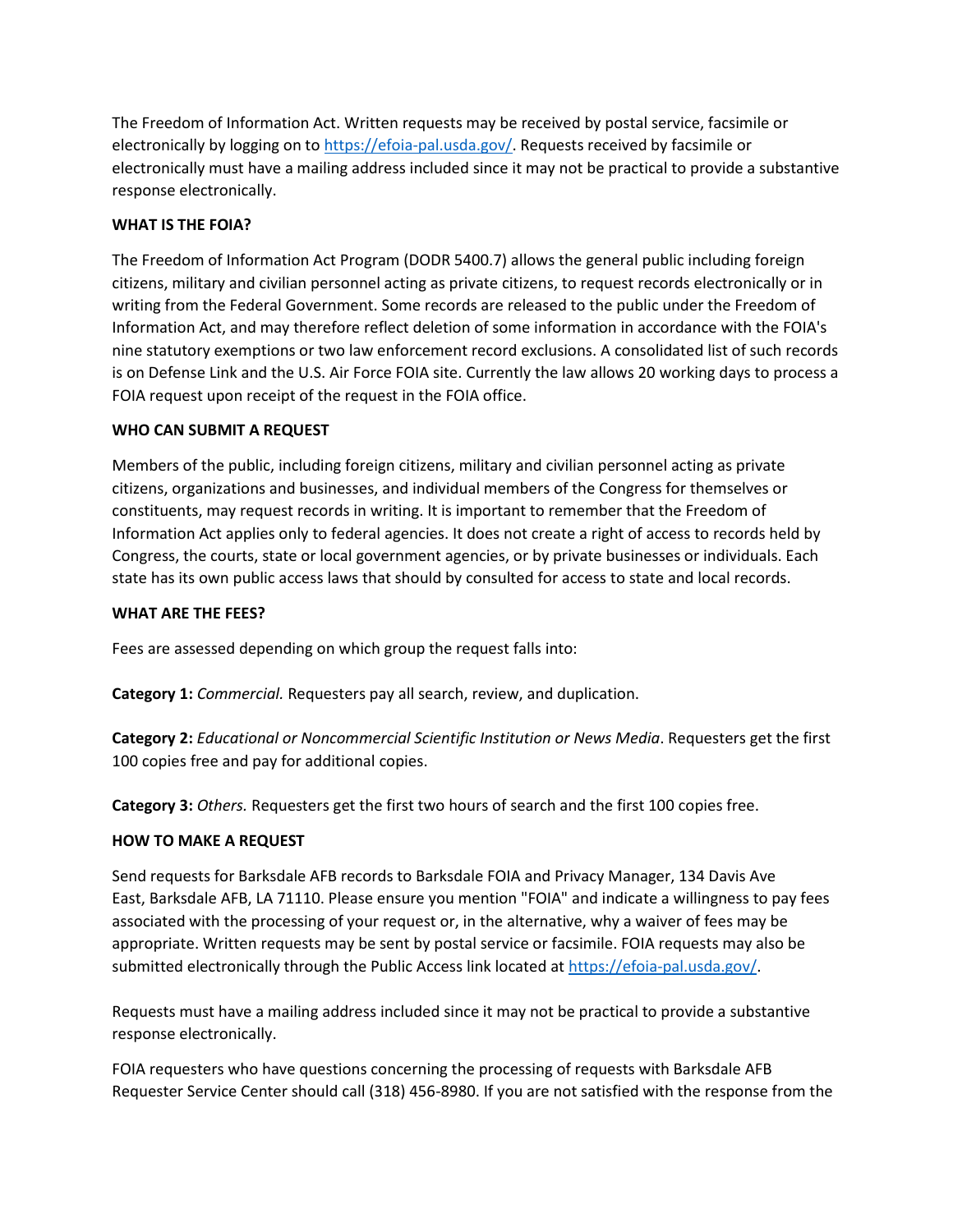The Freedom of Information Act. Written requests may be received by postal service, facsimile or electronically by logging on to [https://efoia-pal.usda.gov/](https://efoia-pal.usda.gov/). Requests received by facsimile or electronically must have a mailing address included since it may not be practical to provide a substantive response electronically.

**WHAT IS THE FOIA?**

The Freedom of Information Act Program (DODR 5400.7) allows the general public including foreign citizens, military and civilian personnel acting as private citizens, to request records electronically or in writing from the Federal Government. Some records are released to the public under the Freedom of Information Act, and may therefore reflect deletion of some information in accordance with the FOIA's nine statutory exemptions or two law enforcement record exclusions. A consolidated list of such records is on Defense Link and the U.S. Air Force FOIA site. Currently the law allows 20 working days to process a FOIA request upon receipt of the request in the FOIA office.

**WHO CAN SUBMIT A REQUEST**

Members of the public, including foreign citizens, military and civilian personnel acting as private citizens, organizations and businesses, and individual members of the Congress for themselves or constituents, may request records in writing. It is important to remember that the Freedom of Information Act applies only to federal agencies. It does not create a right of access to records held by Congress, the courts, state or local government agencies, or by private businesses or individuals. Each state has its own public access laws that should by consulted for access to state and local records.

**WHAT ARE THE FEES?**

Fees are assessed depending on which group the request falls into:

**Category 1:** *Commercial.* Requesters pay all search, review, and duplication.

**Category 2:** *Educational or Noncommercial Scientific Institution or News Media*. Requesters get the first 100 copies free and pay for additional copies.

**Category 3:** *Others.* Requesters get the first two hours of search and the first 100 copies free.

**HOW TO MAKE A REQUEST**

Send requests for Barksdale AFB records to Barksdale FOIA and Privacy Manager, 134 Davis Ave East, Barksdale AFB, LA 71110. Please ensure you mention "FOIA" and indicate a willingness to pay fees associated with the processing of your request or, in the alternative, why a waiver of fees may be appropriate. Written requests may be sent by postal service or facsimile. FOIA requests may also be submitted electronically through the Public Access link located at [https://efoia-pal.usda.gov/](https://efoia-pal.usda.gov/).

Requests must have a mailing address included since it may not be practical to provide a substantive response electronically.

FOIA requesters who have questions concerning the processing of requests with Barksdale AFB Requester Service Center should call (318) 456-8980. If you are not satisfied with the response from the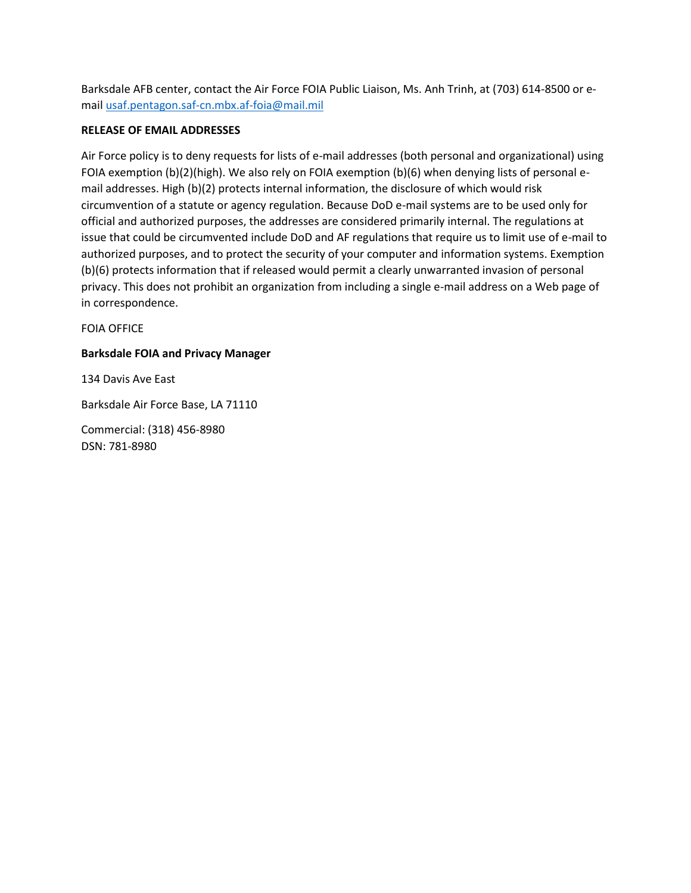Barksdale AFB center, contact the Air Force FOIA Public Liaison, Ms. Anh Trinh, at (703) 614-8500 or e-mail usaf.pentagon.saf-cn.mbx.af-foia@mail.mil

**RELEASE OF EMAIL ADDRESSES**

Air Force policy is to deny requests for lists of e-mail addresses (both personal and organizational) using FOIA exemption (b)(2)(high). We also rely on FOIA exemption (b)(6) when denying lists of personal e-mail addresses. High (b)(2) protects internal information, the disclosure of which would risk circumvention of a statute or agency regulation. Because DoD e-mail systems are to be used only for official and authorized purposes, the addresses are considered primarily internal. The regulations at issue that could be circumvented include DoD and AF regulations that require us to limit use of e-mail to authorized purposes, and to protect the security of your computer and information systems. Exemption (b)(6) protects information that if released would permit a clearly unwarranted invasion of personal privacy. This does not prohibit an organization from including a single e-mail address on a Web page of in correspondence.

FOIA OFFICE

**Barksdale FOIA and Privacy Manager**

134 Davis Ave East

Barksdale Air Force Base, LA 71110

Commercial: (318) 456-8980
DSN: 781-8980